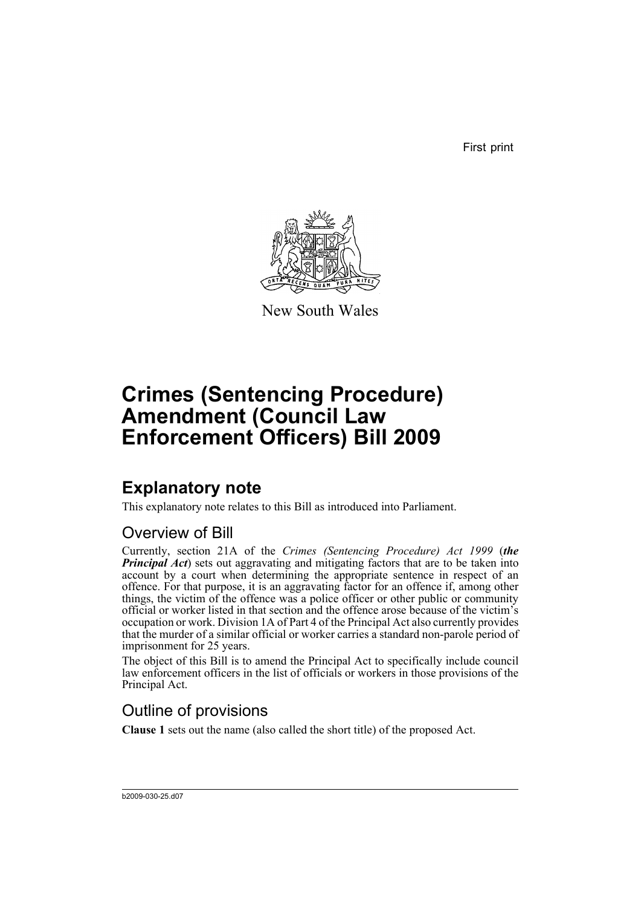First print

New South Wales

# Crimes (Sentencing Procedure) Amendment (Council Law Enforcement Officers) Bill 2009

## Explanatory note

This explanatory note relates to this Bill as introduced into Parliament.

### Overview of Bill

Currently, section 21A of the *Crimes (Sentencing Procedure) Act 1999* (***the Principal Act***) sets out aggravating and mitigating factors that are to be taken into account by a court when determining the appropriate sentence in respect of an offence. For that purpose, it is an aggravating factor for an offence if, among other things, the victim of the offence was a police officer or other public or community official or worker listed in that section and the offence arose because of the victim's occupation or work. Division 1A of Part 4 of the Principal Act also currently provides that the murder of a similar official or worker carries a standard non-parole period of imprisonment for 25 years.

The object of this Bill is to amend the Principal Act to specifically include council law enforcement officers in the list of officials or workers in those provisions of the Principal Act.

### Outline of provisions

**Clause 1** sets out the name (also called the short title) of the proposed Act.

b2009-030-25.d07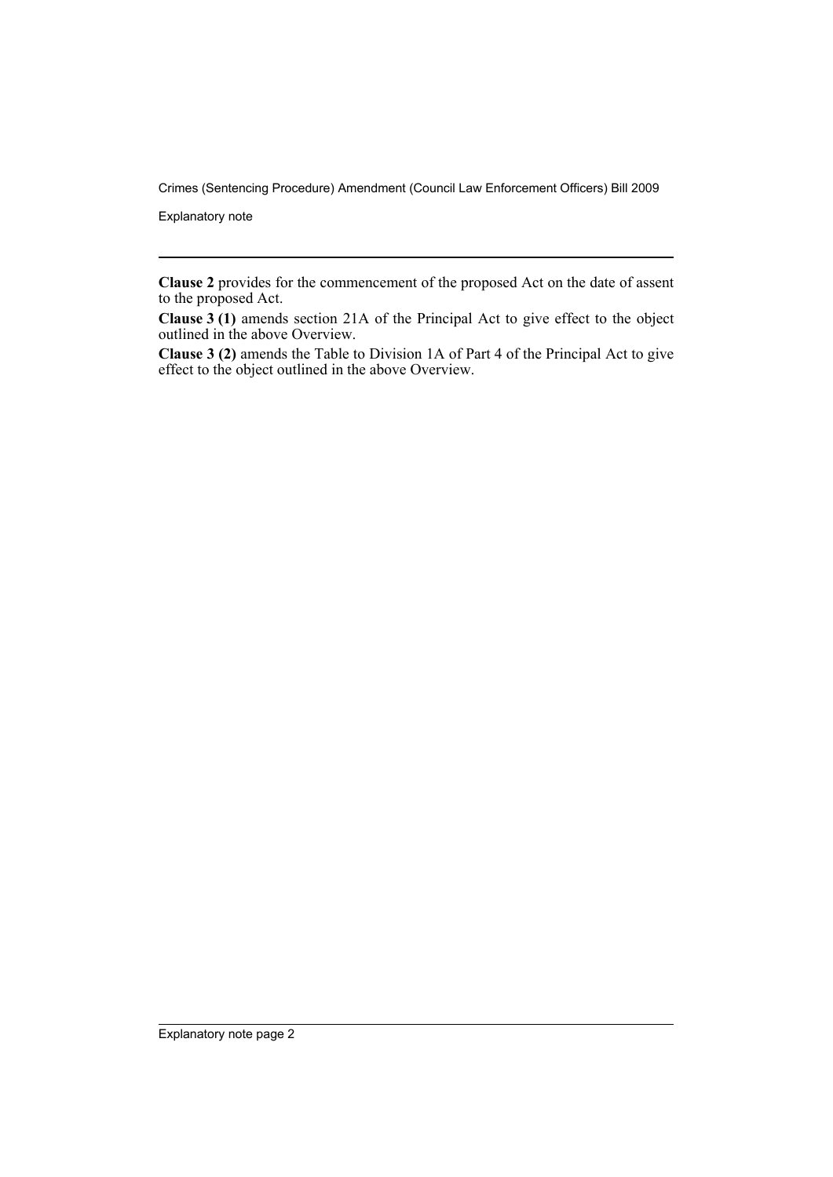**Clause 2** provides for the commencement of the proposed Act on the date of assent to the proposed Act.

**Clause 3 (1)** amends section 21A of the Principal Act to give effect to the object outlined in the above Overview.

**Clause 3 (2)** amends the Table to Division 1A of Part 4 of the Principal Act to give effect to the object outlined in the above Overview.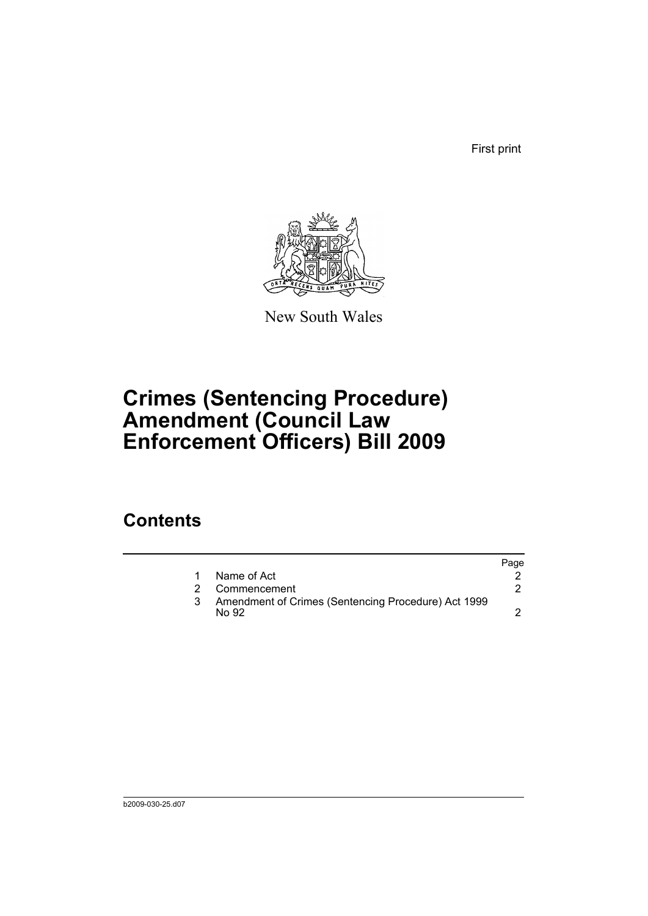First print

New South Wales

# Crimes (Sentencing Procedure) Amendment (Council Law Enforcement Officers) Bill 2009

## Contents

| | | Page |
|---|---|---|
| 1 | Name of Act | 2 |
| 2 | Commencement | 2 |
| 3 | Amendment of Crimes (Sentencing Procedure) Act 1999 No 92 | 2 |

b2009-030-25.d07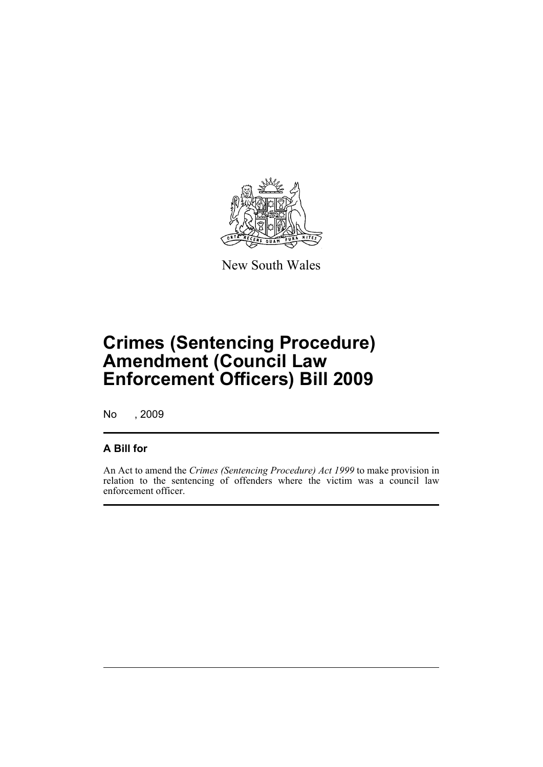New South Wales

# Crimes (Sentencing Procedure) Amendment (Council Law Enforcement Officers) Bill 2009

No , 2009

## A Bill for

An Act to amend the *Crimes (Sentencing Procedure) Act 1999* to make provision in relation to the sentencing of offenders where the victim was a council law enforcement officer.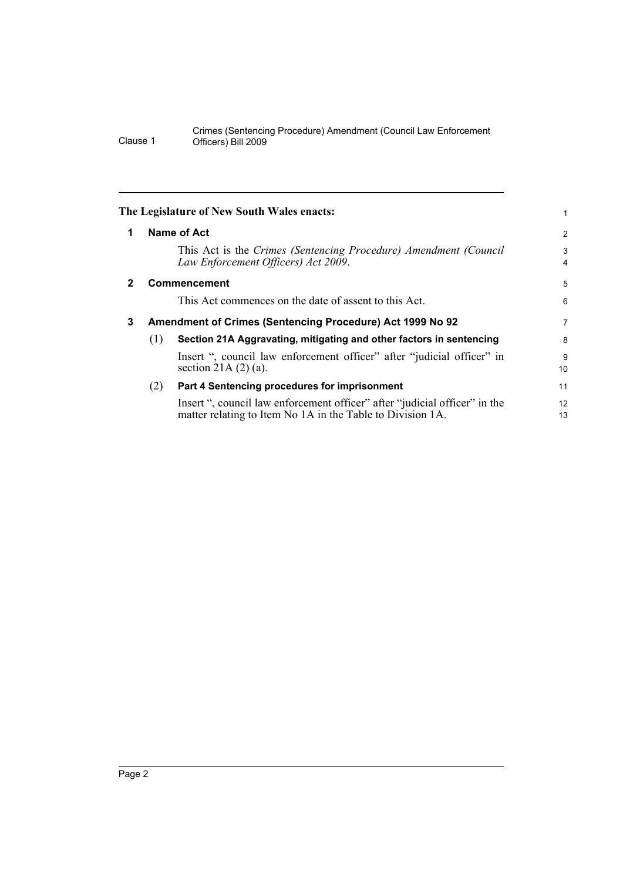**The Legislature of New South Wales enacts:**

## 1 Name of Act

This Act is the *Crimes (Sentencing Procedure) Amendment (Council Law Enforcement Officers) Act 2009*.

## 2 Commencement

This Act commences on the date of assent to this Act.

## 3 Amendment of Crimes (Sentencing Procedure) Act 1999 No 92

### (1) Section 21A Aggravating, mitigating and other factors in sentencing

Insert ", council law enforcement officer" after "judicial officer" in section 21A (2) (a).

### (2) Part 4 Sentencing procedures for imprisonment

Insert ", council law enforcement officer" after "judicial officer" in the matter relating to Item No 1A in the Table to Division 1A.